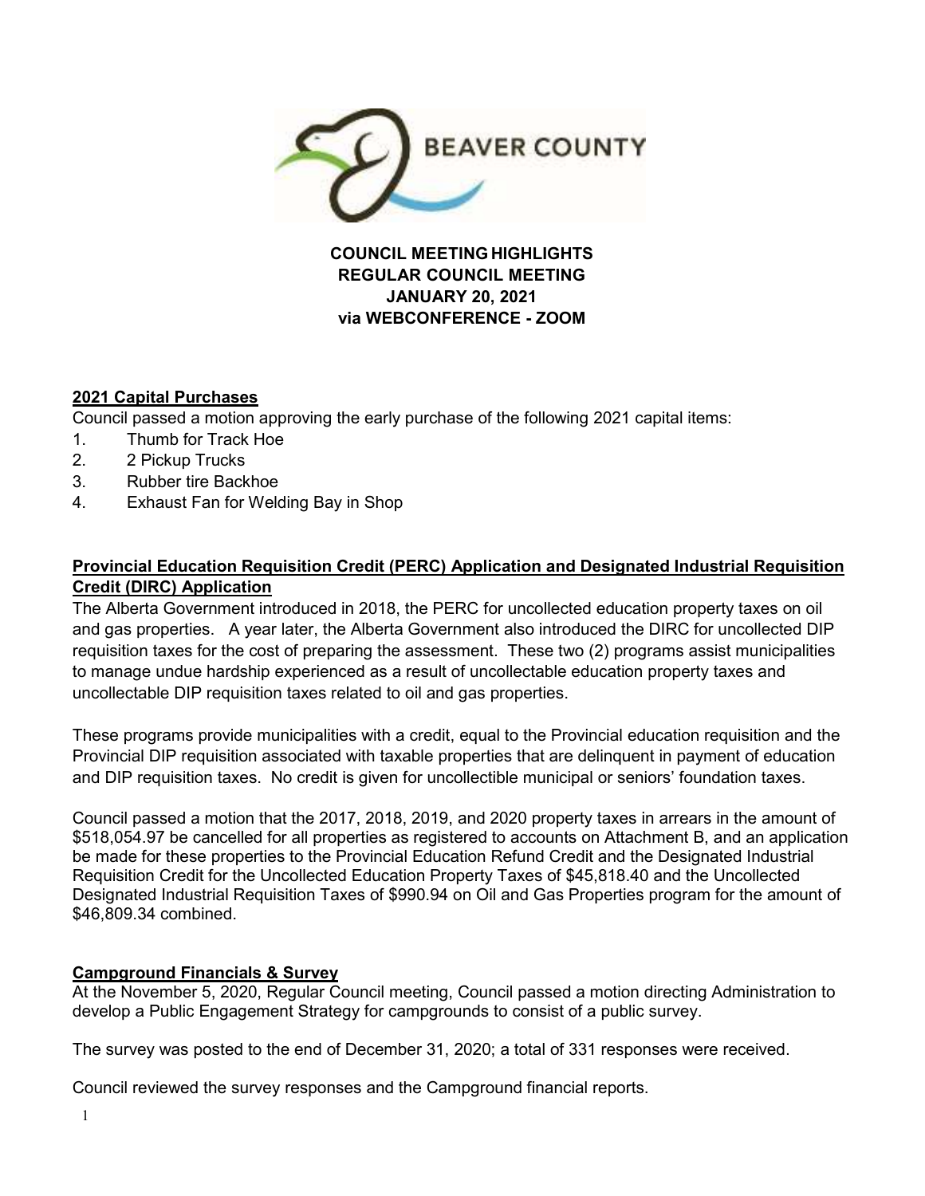BEAVER COUNTY

**COUNCIL MEETING HIGHLIGHTS**
**REGULAR COUNCIL MEETING**
**JANUARY 20, 2021**
**via WEBCONFERENCE - ZOOM**

## 2021 Capital Purchases

Council passed a motion approving the early purchase of the following 2021 capital items:

1. Thumb for Track Hoe
2. 2 Pickup Trucks
3. Rubber tire Backhoe
4. Exhaust Fan for Welding Bay in Shop

## Provincial Education Requisition Credit (PERC) Application and Designated Industrial Requisition Credit (DIRC) Application

The Alberta Government introduced in 2018, the PERC for uncollected education property taxes on oil and gas properties. A year later, the Alberta Government also introduced the DIRC for uncollected DIP requisition taxes for the cost of preparing the assessment. These two (2) programs assist municipalities to manage undue hardship experienced as a result of uncollectable education property taxes and uncollectable DIP requisition taxes related to oil and gas properties.

These programs provide municipalities with a credit, equal to the Provincial education requisition and the Provincial DIP requisition associated with taxable properties that are delinquent in payment of education and DIP requisition taxes. No credit is given for uncollectible municipal or seniors' foundation taxes.

Council passed a motion that the 2017, 2018, 2019, and 2020 property taxes in arrears in the amount of $518,054.97 be cancelled for all properties as registered to accounts on Attachment B, and an application be made for these properties to the Provincial Education Refund Credit and the Designated Industrial Requisition Credit for the Uncollected Education Property Taxes of $45,818.40 and the Uncollected Designated Industrial Requisition Taxes of $990.94 on Oil and Gas Properties program for the amount of $46,809.34 combined.

## Campground Financials & Survey

At the November 5, 2020, Regular Council meeting, Council passed a motion directing Administration to develop a Public Engagement Strategy for campgrounds to consist of a public survey.

The survey was posted to the end of December 31, 2020; a total of 331 responses were received.

Council reviewed the survey responses and the Campground financial reports.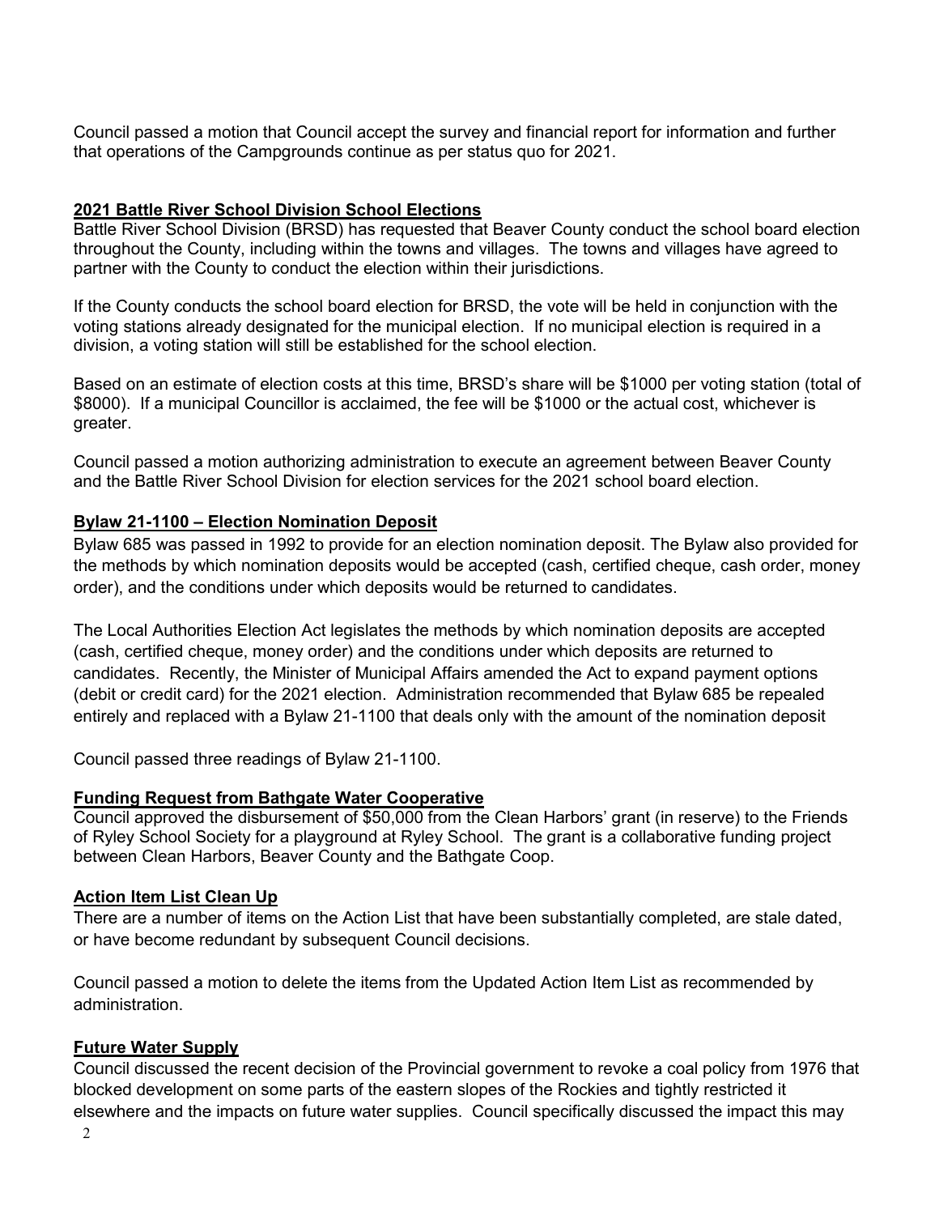Council passed a motion that Council accept the survey and financial report for information and further that operations of the Campgrounds continue as per status quo for 2021.

**2021 Battle River School Division School Elections**

Battle River School Division (BRSD) has requested that Beaver County conduct the school board election throughout the County, including within the towns and villages. The towns and villages have agreed to partner with the County to conduct the election within their jurisdictions.

If the County conducts the school board election for BRSD, the vote will be held in conjunction with the voting stations already designated for the municipal election. If no municipal election is required in a division, a voting station will still be established for the school election.

Based on an estimate of election costs at this time, BRSD's share will be $1000 per voting station (total of $8000). If a municipal Councillor is acclaimed, the fee will be $1000 or the actual cost, whichever is greater.

Council passed a motion authorizing administration to execute an agreement between Beaver County and the Battle River School Division for election services for the 2021 school board election.

**Bylaw 21-1100 – Election Nomination Deposit**

Bylaw 685 was passed in 1992 to provide for an election nomination deposit. The Bylaw also provided for the methods by which nomination deposits would be accepted (cash, certified cheque, cash order, money order), and the conditions under which deposits would be returned to candidates.

The Local Authorities Election Act legislates the methods by which nomination deposits are accepted (cash, certified cheque, money order) and the conditions under which deposits are returned to candidates. Recently, the Minister of Municipal Affairs amended the Act to expand payment options (debit or credit card) for the 2021 election. Administration recommended that Bylaw 685 be repealed entirely and replaced with a Bylaw 21-1100 that deals only with the amount of the nomination deposit

Council passed three readings of Bylaw 21-1100.

**Funding Request from Bathgate Water Cooperative**

Council approved the disbursement of $50,000 from the Clean Harbors' grant (in reserve) to the Friends of Ryley School Society for a playground at Ryley School. The grant is a collaborative funding project between Clean Harbors, Beaver County and the Bathgate Coop.

**Action Item List Clean Up**

There are a number of items on the Action List that have been substantially completed, are stale dated, or have become redundant by subsequent Council decisions.

Council passed a motion to delete the items from the Updated Action Item List as recommended by administration.

**Future Water Supply**

Council discussed the recent decision of the Provincial government to revoke a coal policy from 1976 that blocked development on some parts of the eastern slopes of the Rockies and tightly restricted it elsewhere and the impacts on future water supplies. Council specifically discussed the impact this may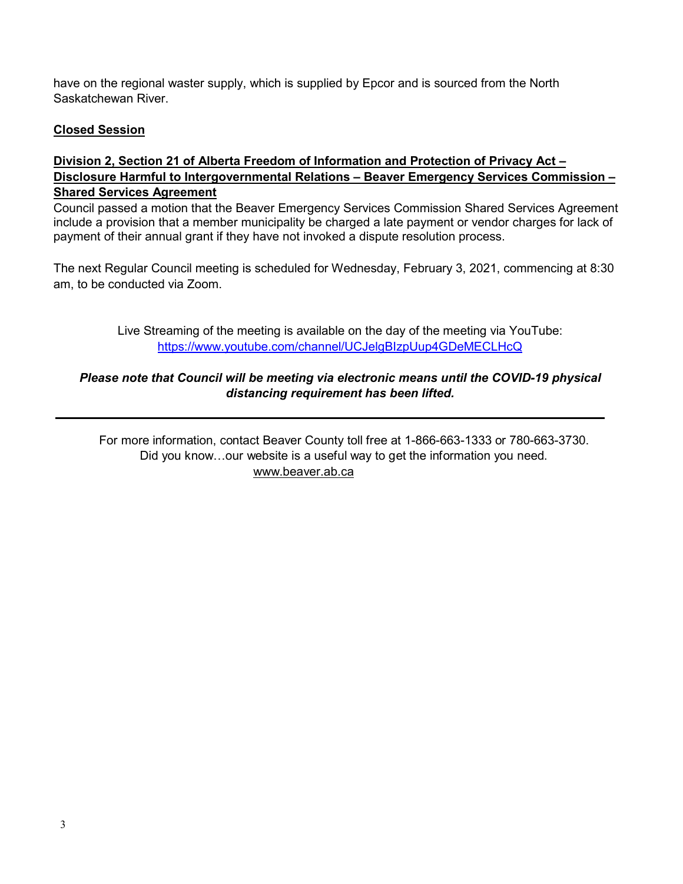have on the regional waster supply, which is supplied by Epcor and is sourced from the North Saskatchewan River.

**Closed Session**

**Division 2, Section 21 of Alberta Freedom of Information and Protection of Privacy Act – Disclosure Harmful to Intergovernmental Relations – Beaver Emergency Services Commission – Shared Services Agreement**

Council passed a motion that the Beaver Emergency Services Commission Shared Services Agreement include a provision that a member municipality be charged a late payment or vendor charges for lack of payment of their annual grant if they have not invoked a dispute resolution process.

The next Regular Council meeting is scheduled for Wednesday, February 3, 2021, commencing at 8:30 am, to be conducted via Zoom.

Live Streaming of the meeting is available on the day of the meeting via YouTube: https://www.youtube.com/channel/UCJelgBIzpUup4GDeMECLHcQ

***Please note that Council will be meeting via electronic means until the COVID-19 physical distancing requirement has been lifted.***

---

For more information, contact Beaver County toll free at 1-866-663-1333 or 780-663-3730.
Did you know…our website is a useful way to get the information you need.
www.beaver.ab.ca